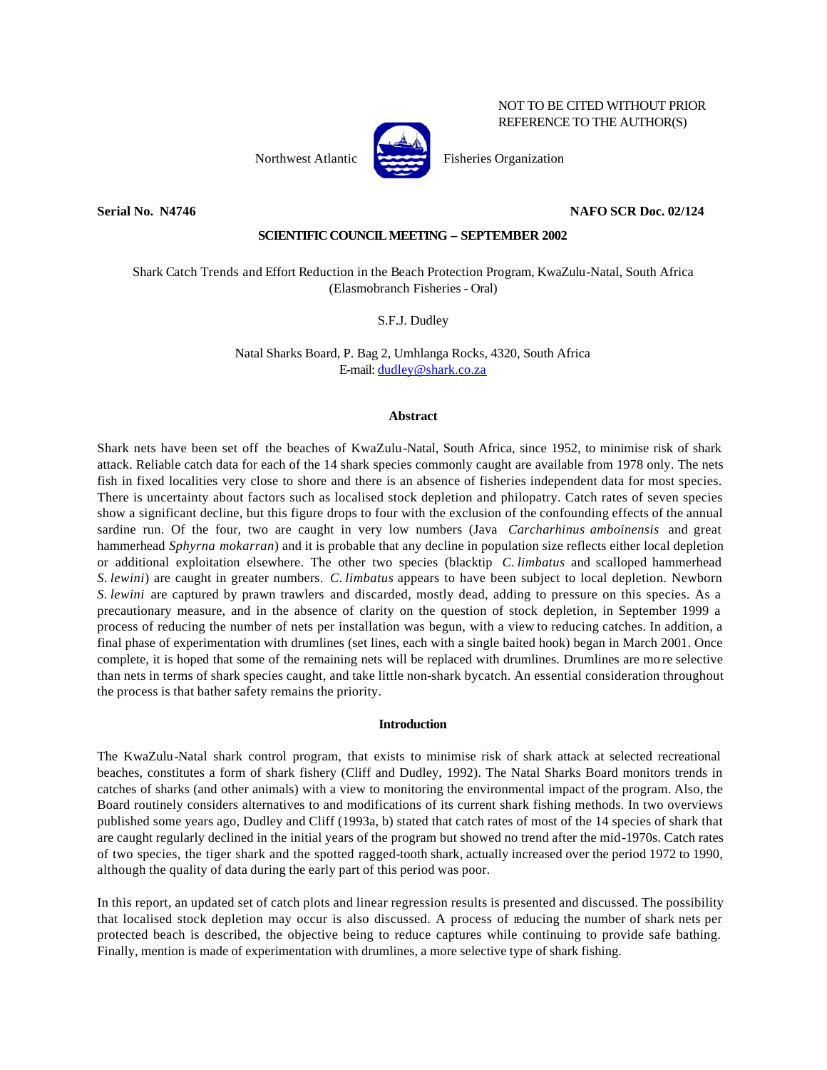NOT TO BE CITED WITHOUT PRIOR REFERENCE TO THE AUTHOR(S)

Northwest Atlantic Fisheries Organization

**Serial No. N4746** **NAFO SCR Doc. 02/124**

**SCIENTIFIC COUNCIL MEETING – SEPTEMBER 2002**

# Shark Catch Trends and Effort Reduction in the Beach Protection Program, KwaZulu-Natal, South Africa (Elasmobranch Fisheries - Oral)

S.F.J. Dudley

Natal Sharks Board, P. Bag 2, Umhlanga Rocks, 4320, South Africa
E-mail: dudley@shark.co.za

## Abstract

Shark nets have been set off the beaches of KwaZulu-Natal, South Africa, since 1952, to minimise risk of shark attack. Reliable catch data for each of the 14 shark species commonly caught are available from 1978 only. The nets fish in fixed localities very close to shore and there is an absence of fisheries independent data for most species. There is uncertainty about factors such as localised stock depletion and philopatry. Catch rates of seven species show a significant decline, but this figure drops to four with the exclusion of the confounding effects of the annual sardine run. Of the four, two are caught in very low numbers (Java *Carcharhinus amboinensis* and great hammerhead *Sphyrna mokarran*) and it is probable that any decline in population size reflects either local depletion or additional exploitation elsewhere. The other two species (blacktip *C. limbatus* and scalloped hammerhead *S. lewini*) are caught in greater numbers. *C. limbatus* appears to have been subject to local depletion. Newborn *S. lewini* are captured by prawn trawlers and discarded, mostly dead, adding to pressure on this species. As a precautionary measure, and in the absence of clarity on the question of stock depletion, in September 1999 a process of reducing the number of nets per installation was begun, with a view to reducing catches. In addition, a final phase of experimentation with drumlines (set lines, each with a single baited hook) began in March 2001. Once complete, it is hoped that some of the remaining nets will be replaced with drumlines. Drumlines are more selective than nets in terms of shark species caught, and take little non-shark bycatch. An essential consideration throughout the process is that bather safety remains the priority.

## Introduction

The KwaZulu-Natal shark control program, that exists to minimise risk of shark attack at selected recreational beaches, constitutes a form of shark fishery (Cliff and Dudley, 1992). The Natal Sharks Board monitors trends in catches of sharks (and other animals) with a view to monitoring the environmental impact of the program. Also, the Board routinely considers alternatives to and modifications of its current shark fishing methods. In two overviews published some years ago, Dudley and Cliff (1993a, b) stated that catch rates of most of the 14 species of shark that are caught regularly declined in the initial years of the program but showed no trend after the mid-1970s. Catch rates of two species, the tiger shark and the spotted ragged-tooth shark, actually increased over the period 1972 to 1990, although the quality of data during the early part of this period was poor.

In this report, an updated set of catch plots and linear regression results is presented and discussed. The possibility that localised stock depletion may occur is also discussed. A process of reducing the number of shark nets per protected beach is described, the objective being to reduce captures while continuing to provide safe bathing. Finally, mention is made of experimentation with drumlines, a more selective type of shark fishing.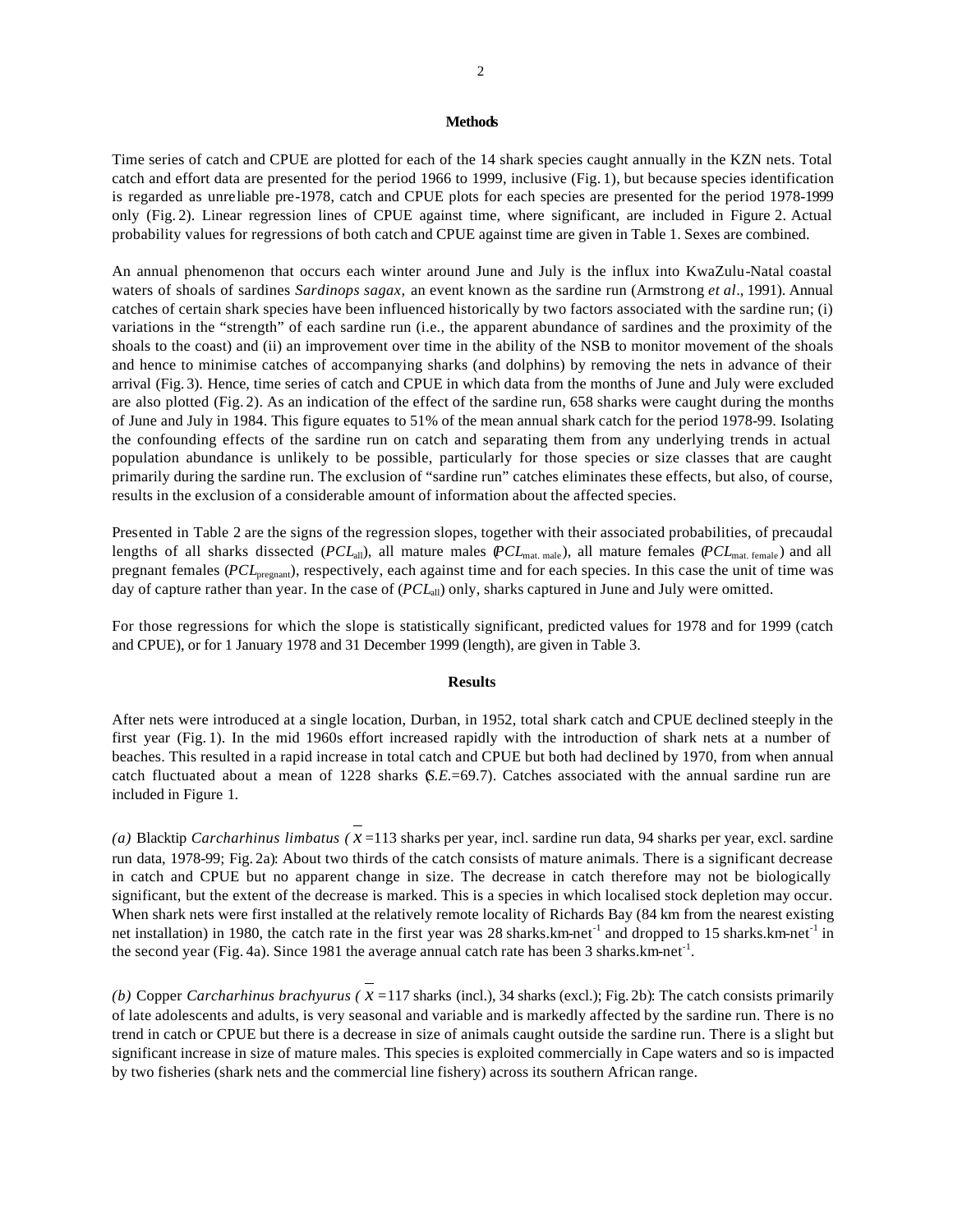## Methods

Time series of catch and CPUE are plotted for each of the 14 shark species caught annually in the KZN nets. Total catch and effort data are presented for the period 1966 to 1999, inclusive (Fig. 1), but because species identification is regarded as unreliable pre-1978, catch and CPUE plots for each species are presented for the period 1978-1999 only (Fig. 2). Linear regression lines of CPUE against time, where significant, are included in Figure 2. Actual probability values for regressions of both catch and CPUE against time are given in Table 1. Sexes are combined.

An annual phenomenon that occurs each winter around June and July is the influx into KwaZulu-Natal coastal waters of shoals of sardines *Sardinops sagax*, an event known as the sardine run (Armstrong *et al*., 1991). Annual catches of certain shark species have been influenced historically by two factors associated with the sardine run; (i) variations in the "strength" of each sardine run (i.e., the apparent abundance of sardines and the proximity of the shoals to the coast) and (ii) an improvement over time in the ability of the NSB to monitor movement of the shoals and hence to minimise catches of accompanying sharks (and dolphins) by removing the nets in advance of their arrival (Fig. 3). Hence, time series of catch and CPUE in which data from the months of June and July were excluded are also plotted (Fig. 2). As an indication of the effect of the sardine run, 658 sharks were caught during the months of June and July in 1984. This figure equates to 51% of the mean annual shark catch for the period 1978-99. Isolating the confounding effects of the sardine run on catch and separating them from any underlying trends in actual population abundance is unlikely to be possible, particularly for those species or size classes that are caught primarily during the sardine run. The exclusion of "sardine run" catches eliminates these effects, but also, of course, results in the exclusion of a considerable amount of information about the affected species.

Presented in Table 2 are the signs of the regression slopes, together with their associated probabilities, of precaudal lengths of all sharks dissected ($PCL_{\text{all}}$), all mature males ($PCL_{\text{mat. male}}$), all mature females ($PCL_{\text{mat. female}}$) and all pregnant females ($PCL_{\text{pregnant}}$), respectively, each against time and for each species. In this case the unit of time was day of capture rather than year. In the case of ($PCL_{\text{all}}$) only, sharks captured in June and July were omitted.

For those regressions for which the slope is statistically significant, predicted values for 1978 and for 1999 (catch and CPUE), or for 1 January 1978 and 31 December 1999 (length), are given in Table 3.

## Results

After nets were introduced at a single location, Durban, in 1952, total shark catch and CPUE declined steeply in the first year (Fig. 1). In the mid 1960s effort increased rapidly with the introduction of shark nets at a number of beaches. This resulted in a rapid increase in total catch and CPUE but both had declined by 1970, from when annual catch fluctuated about a mean of 1228 sharks (*S.E.*=69.7). Catches associated with the annual sardine run are included in Figure 1.

*(a)* Blacktip *Carcharhinus limbatus* ( $\bar{x}$ =113 sharks per year, incl. sardine run data, 94 sharks per year, excl. sardine run data, 1978-99; Fig. 2a): About two thirds of the catch consists of mature animals. There is a significant decrease in catch and CPUE but no apparent change in size. The decrease in catch therefore may not be biologically significant, but the extent of the decrease is marked. This is a species in which localised stock depletion may occur. When shark nets were first installed at the relatively remote locality of Richards Bay (84 km from the nearest existing net installation) in 1980, the catch rate in the first year was 28 sharks.km-net$^{-1}$ and dropped to 15 sharks.km-net$^{-1}$ in the second year (Fig. 4a). Since 1981 the average annual catch rate has been 3 sharks.km-net$^{-1}$.

*(b)* Copper *Carcharhinus brachyurus* ( $\bar{x}$ =117 sharks (incl.), 34 sharks (excl.); Fig. 2b): The catch consists primarily of late adolescents and adults, is very seasonal and variable and is markedly affected by the sardine run. There is no trend in catch or CPUE but there is a decrease in size of animals caught outside the sardine run. There is a slight but significant increase in size of mature males. This species is exploited commercially in Cape waters and so is impacted by two fisheries (shark nets and the commercial line fishery) across its southern African range.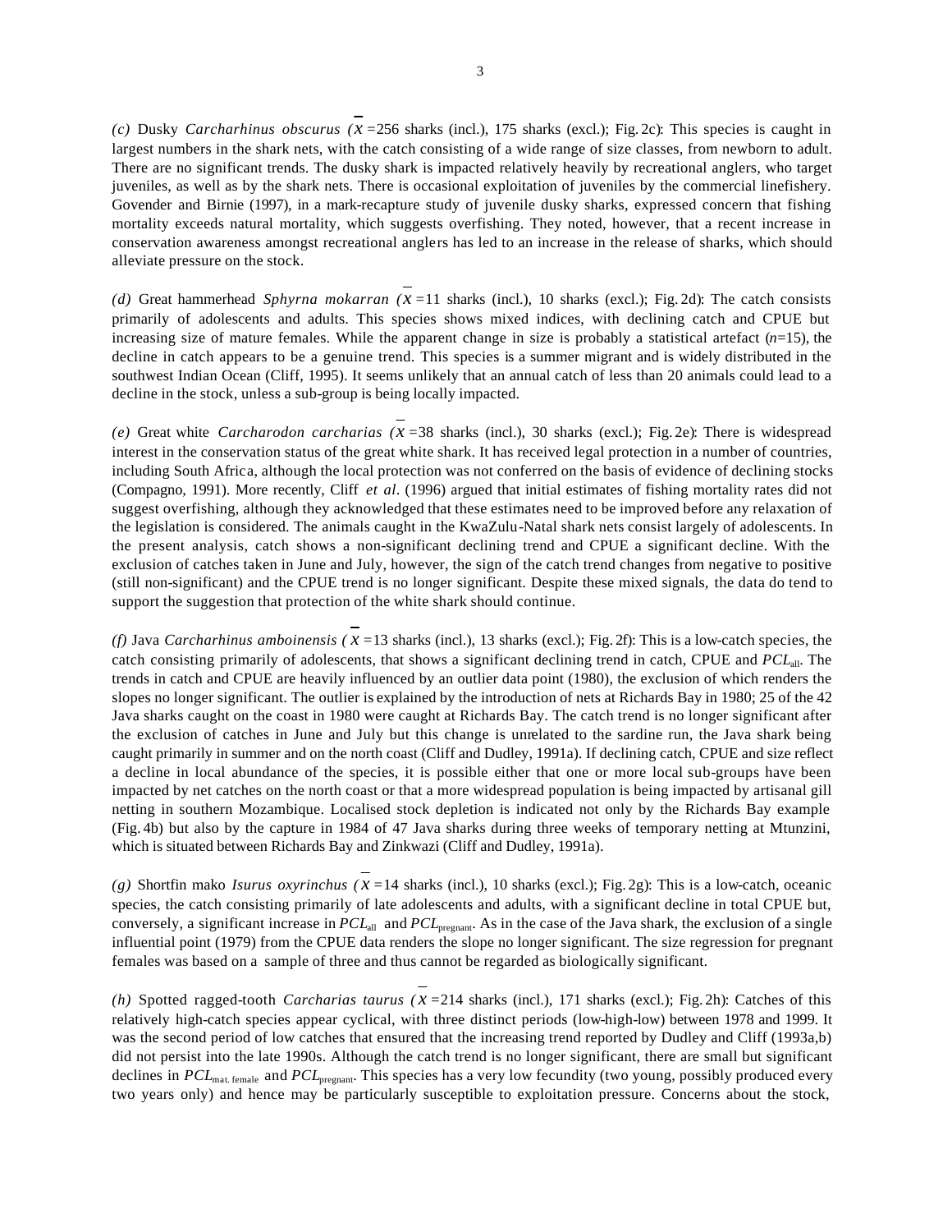*(c)* Dusky *Carcharhinus obscurus* ($\bar{x}$ =256 sharks (incl.), 175 sharks (excl.); Fig. 2c): This species is caught in largest numbers in the shark nets, with the catch consisting of a wide range of size classes, from newborn to adult. There are no significant trends. The dusky shark is impacted relatively heavily by recreational anglers, who target juveniles, as well as by the shark nets. There is occasional exploitation of juveniles by the commercial linefishery. Govender and Birnie (1997), in a mark-recapture study of juvenile dusky sharks, expressed concern that fishing mortality exceeds natural mortality, which suggests overfishing. They noted, however, that a recent increase in conservation awareness amongst recreational anglers has led to an increase in the release of sharks, which should alleviate pressure on the stock.

*(d)* Great hammerhead *Sphyrna mokarran* ($\bar{x}$ =11 sharks (incl.), 10 sharks (excl.); Fig. 2d): The catch consists primarily of adolescents and adults. This species shows mixed indices, with declining catch and CPUE but increasing size of mature females. While the apparent change in size is probably a statistical artefact ($n$=15), the decline in catch appears to be a genuine trend. This species is a summer migrant and is widely distributed in the southwest Indian Ocean (Cliff, 1995). It seems unlikely that an annual catch of less than 20 animals could lead to a decline in the stock, unless a sub-group is being locally impacted.

*(e)* Great white *Carcharodon carcharias* ($\bar{x}$ =38 sharks (incl.), 30 sharks (excl.); Fig. 2e): There is widespread interest in the conservation status of the great white shark. It has received legal protection in a number of countries, including South Africa, although the local protection was not conferred on the basis of evidence of declining stocks (Compagno, 1991). More recently, Cliff *et al*. (1996) argued that initial estimates of fishing mortality rates did not suggest overfishing, although they acknowledged that these estimates need to be improved before any relaxation of the legislation is considered. The animals caught in the KwaZulu-Natal shark nets consist largely of adolescents. In the present analysis, catch shows a non-significant declining trend and CPUE a significant decline. With the exclusion of catches taken in June and July, however, the sign of the catch trend changes from negative to positive (still non-significant) and the CPUE trend is no longer significant. Despite these mixed signals, the data do tend to support the suggestion that protection of the white shark should continue.

*(f)* Java *Carcharhinus amboinensis* ($\bar{x}$ =13 sharks (incl.), 13 sharks (excl.); Fig. 2f): This is a low-catch species, the catch consisting primarily of adolescents, that shows a significant declining trend in catch, CPUE and $PCL_{all}$. The trends in catch and CPUE are heavily influenced by an outlier data point (1980), the exclusion of which renders the slopes no longer significant. The outlier is explained by the introduction of nets at Richards Bay in 1980; 25 of the 42 Java sharks caught on the coast in 1980 were caught at Richards Bay. The catch trend is no longer significant after the exclusion of catches in June and July but this change is unrelated to the sardine run, the Java shark being caught primarily in summer and on the north coast (Cliff and Dudley, 1991a). If declining catch, CPUE and size reflect a decline in local abundance of the species, it is possible either that one or more local sub-groups have been impacted by net catches on the north coast or that a more widespread population is being impacted by artisanal gill netting in southern Mozambique. Localised stock depletion is indicated not only by the Richards Bay example (Fig. 4b) but also by the capture in 1984 of 47 Java sharks during three weeks of temporary netting at Mtunzini, which is situated between Richards Bay and Zinkwazi (Cliff and Dudley, 1991a).

*(g)* Shortfin mako *Isurus oxyrinchus* ($\bar{x}$ =14 sharks (incl.), 10 sharks (excl.); Fig. 2g): This is a low-catch, oceanic species, the catch consisting primarily of late adolescents and adults, with a significant decline in total CPUE but, conversely, a significant increase in $PCL_{all}$ and $PCL_{pregnant}$. As in the case of the Java shark, the exclusion of a single influential point (1979) from the CPUE data renders the slope no longer significant. The size regression for pregnant females was based on a sample of three and thus cannot be regarded as biologically significant.

*(h)* Spotted ragged-tooth *Carcharias taurus* ($\bar{x}$ =214 sharks (incl.), 171 sharks (excl.); Fig. 2h): Catches of this relatively high-catch species appear cyclical, with three distinct periods (low-high-low) between 1978 and 1999. It was the second period of low catches that ensured that the increasing trend reported by Dudley and Cliff (1993a,b) did not persist into the late 1990s. Although the catch trend is no longer significant, there are small but significant declines in $PCL_{mat.\ female}$ and $PCL_{pregnant}$. This species has a very low fecundity (two young, possibly produced every two years only) and hence may be particularly susceptible to exploitation pressure. Concerns about the stock,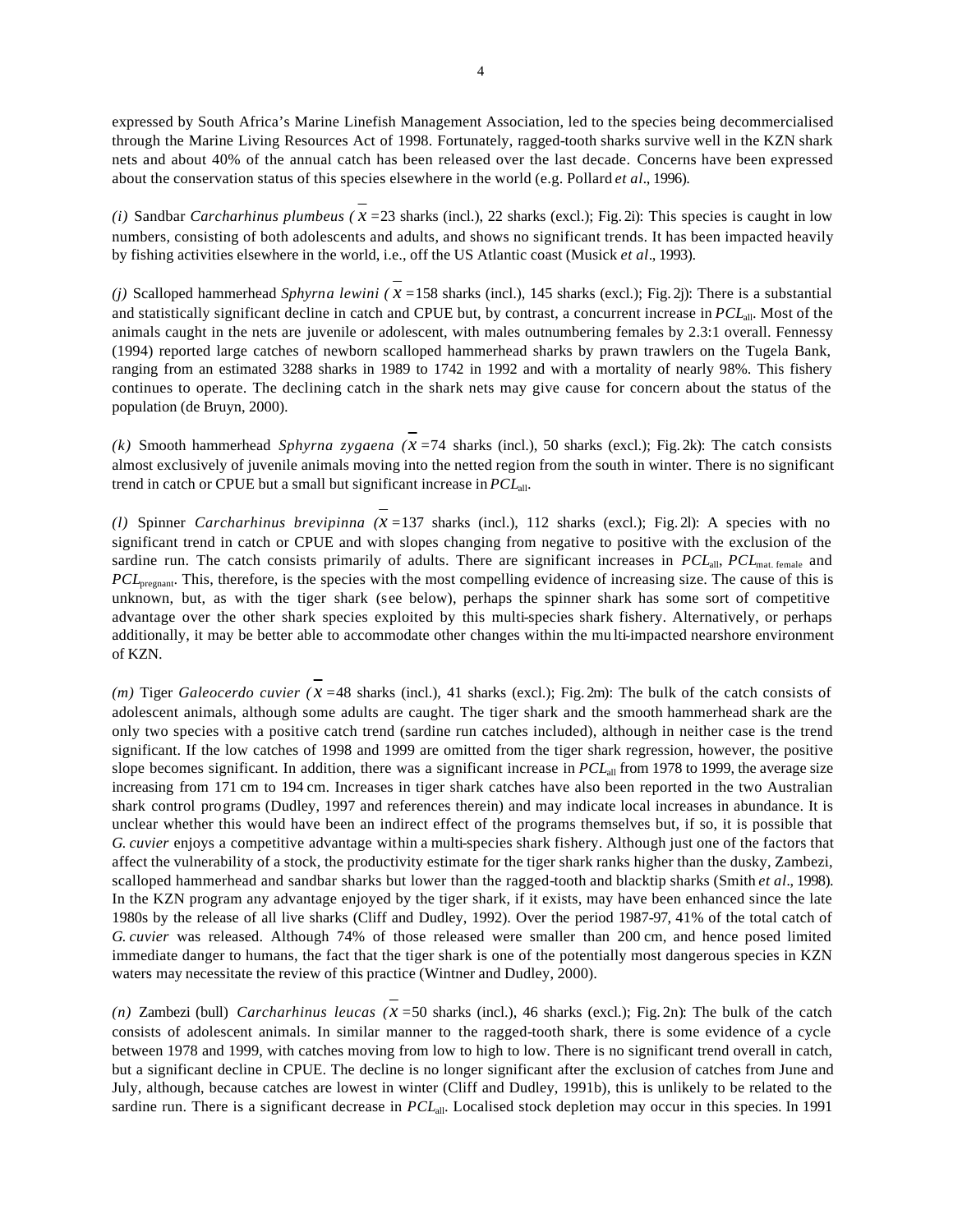expressed by South Africa's Marine Linefish Management Association, led to the species being decommercialised through the Marine Living Resources Act of 1998. Fortunately, ragged-tooth sharks survive well in the KZN shark nets and about 40% of the annual catch has been released over the last decade. Concerns have been expressed about the conservation status of this species elsewhere in the world (e.g. Pollard *et al*., 1996).

*(i)* Sandbar *Carcharhinus plumbeus* ($\bar{x}$ =23 sharks (incl.), 22 sharks (excl.); Fig. 2i): This species is caught in low numbers, consisting of both adolescents and adults, and shows no significant trends. It has been impacted heavily by fishing activities elsewhere in the world, i.e., off the US Atlantic coast (Musick *et al*., 1993).

*(j)* Scalloped hammerhead *Sphyrna lewini* ($\bar{x}$ =158 sharks (incl.), 145 sharks (excl.); Fig. 2j): There is a substantial and statistically significant decline in catch and CPUE but, by contrast, a concurrent increase in $PCL_{all}$. Most of the animals caught in the nets are juvenile or adolescent, with males outnumbering females by 2.3:1 overall. Fennessy (1994) reported large catches of newborn scalloped hammerhead sharks by prawn trawlers on the Tugela Bank, ranging from an estimated 3288 sharks in 1989 to 1742 in 1992 and with a mortality of nearly 98%. This fishery continues to operate. The declining catch in the shark nets may give cause for concern about the status of the population (de Bruyn, 2000).

*(k)* Smooth hammerhead *Sphyrna zygaena* ($\bar{x}$ =74 sharks (incl.), 50 sharks (excl.); Fig. 2k): The catch consists almost exclusively of juvenile animals moving into the netted region from the south in winter. There is no significant trend in catch or CPUE but a small but significant increase in $PCL_{all}$.

*(l)* Spinner *Carcharhinus brevipinna* ($\bar{x}$ =137 sharks (incl.), 112 sharks (excl.); Fig. 2l): A species with no significant trend in catch or CPUE and with slopes changing from negative to positive with the exclusion of the sardine run. The catch consists primarily of adults. There are significant increases in $PCL_{all}$, $PCL_{mat.\ female}$ and $PCL_{pregnant}$. This, therefore, is the species with the most compelling evidence of increasing size. The cause of this is unknown, but, as with the tiger shark (see below), perhaps the spinner shark has some sort of competitive advantage over the other shark species exploited by this multi-species shark fishery. Alternatively, or perhaps additionally, it may be better able to accommodate other changes within the multi-impacted nearshore environment of KZN.

*(m)* Tiger *Galeocerdo cuvier* ($\bar{x}$ =48 sharks (incl.), 41 sharks (excl.); Fig. 2m): The bulk of the catch consists of adolescent animals, although some adults are caught. The tiger shark and the smooth hammerhead shark are the only two species with a positive catch trend (sardine run catches included), although in neither case is the trend significant. If the low catches of 1998 and 1999 are omitted from the tiger shark regression, however, the positive slope becomes significant. In addition, there was a significant increase in $PCL_{all}$ from 1978 to 1999, the average size increasing from 171 cm to 194 cm. Increases in tiger shark catches have also been reported in the two Australian shark control programs (Dudley, 1997 and references therein) and may indicate local increases in abundance. It is unclear whether this would have been an indirect effect of the programs themselves but, if so, it is possible that *G. cuvier* enjoys a competitive advantage within a multi-species shark fishery. Although just one of the factors that affect the vulnerability of a stock, the productivity estimate for the tiger shark ranks higher than the dusky, Zambezi, scalloped hammerhead and sandbar sharks but lower than the ragged-tooth and blacktip sharks (Smith *et al*., 1998). In the KZN program any advantage enjoyed by the tiger shark, if it exists, may have been enhanced since the late 1980s by the release of all live sharks (Cliff and Dudley, 1992). Over the period 1987-97, 41% of the total catch of *G. cuvier* was released. Although 74% of those released were smaller than 200 cm, and hence posed limited immediate danger to humans, the fact that the tiger shark is one of the potentially most dangerous species in KZN waters may necessitate the review of this practice (Wintner and Dudley, 2000).

*(n)* Zambezi (bull) *Carcharhinus leucas* ($\bar{x}$ =50 sharks (incl.), 46 sharks (excl.); Fig. 2n): The bulk of the catch consists of adolescent animals. In similar manner to the ragged-tooth shark, there is some evidence of a cycle between 1978 and 1999, with catches moving from low to high to low. There is no significant trend overall in catch, but a significant decline in CPUE. The decline is no longer significant after the exclusion of catches from June and July, although, because catches are lowest in winter (Cliff and Dudley, 1991b), this is unlikely to be related to the sardine run. There is a significant decrease in $PCL_{all}$. Localised stock depletion may occur in this species. In 1991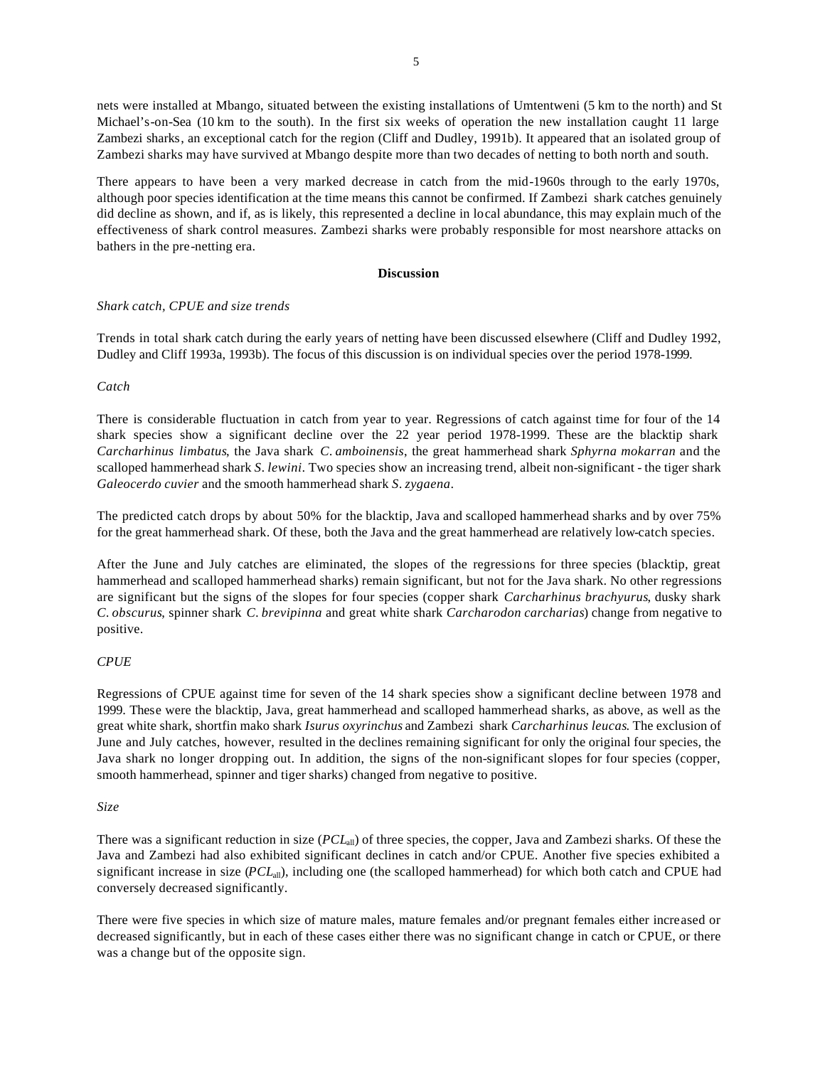nets were installed at Mbango, situated between the existing installations of Umtentweni (5 km to the north) and St Michael's-on-Sea (10 km to the south). In the first six weeks of operation the new installation caught 11 large Zambezi sharks, an exceptional catch for the region (Cliff and Dudley, 1991b). It appeared that an isolated group of Zambezi sharks may have survived at Mbango despite more than two decades of netting to both north and south.

There appears to have been a very marked decrease in catch from the mid-1960s through to the early 1970s, although poor species identification at the time means this cannot be confirmed. If Zambezi shark catches genuinely did decline as shown, and if, as is likely, this represented a decline in local abundance, this may explain much of the effectiveness of shark control measures. Zambezi sharks were probably responsible for most nearshore attacks on bathers in the pre-netting era.

## Discussion

### *Shark catch, CPUE and size trends*

Trends in total shark catch during the early years of netting have been discussed elsewhere (Cliff and Dudley 1992, Dudley and Cliff 1993a, 1993b). The focus of this discussion is on individual species over the period 1978-1999.

#### *Catch*

There is considerable fluctuation in catch from year to year. Regressions of catch against time for four of the 14 shark species show a significant decline over the 22 year period 1978-1999. These are the blacktip shark *Carcharhinus limbatus*, the Java shark *C. amboinensis*, the great hammerhead shark *Sphyrna mokarran* and the scalloped hammerhead shark *S. lewini*. Two species show an increasing trend, albeit non-significant - the tiger shark *Galeocerdo cuvier* and the smooth hammerhead shark *S. zygaena*.

The predicted catch drops by about 50% for the blacktip, Java and scalloped hammerhead sharks and by over 75% for the great hammerhead shark. Of these, both the Java and the great hammerhead are relatively low-catch species.

After the June and July catches are eliminated, the slopes of the regressions for three species (blacktip, great hammerhead and scalloped hammerhead sharks) remain significant, but not for the Java shark. No other regressions are significant but the signs of the slopes for four species (copper shark *Carcharhinus brachyurus*, dusky shark *C. obscurus*, spinner shark *C. brevipinna* and great white shark *Carcharodon carcharias*) change from negative to positive.

#### *CPUE*

Regressions of CPUE against time for seven of the 14 shark species show a significant decline between 1978 and 1999. These were the blacktip, Java, great hammerhead and scalloped hammerhead sharks, as above, as well as the great white shark, shortfin mako shark *Isurus oxyrinchus* and Zambezi shark *Carcharhinus leucas*. The exclusion of June and July catches, however, resulted in the declines remaining significant for only the original four species, the Java shark no longer dropping out. In addition, the signs of the non-significant slopes for four species (copper, smooth hammerhead, spinner and tiger sharks) changed from negative to positive.

#### *Size*

There was a significant reduction in size ($PCL_{all}$) of three species, the copper, Java and Zambezi sharks. Of these the Java and Zambezi had also exhibited significant declines in catch and/or CPUE. Another five species exhibited a significant increase in size ($PCL_{all}$), including one (the scalloped hammerhead) for which both catch and CPUE had conversely decreased significantly.

There were five species in which size of mature males, mature females and/or pregnant females either increased or decreased significantly, but in each of these cases either there was no significant change in catch or CPUE, or there was a change but of the opposite sign.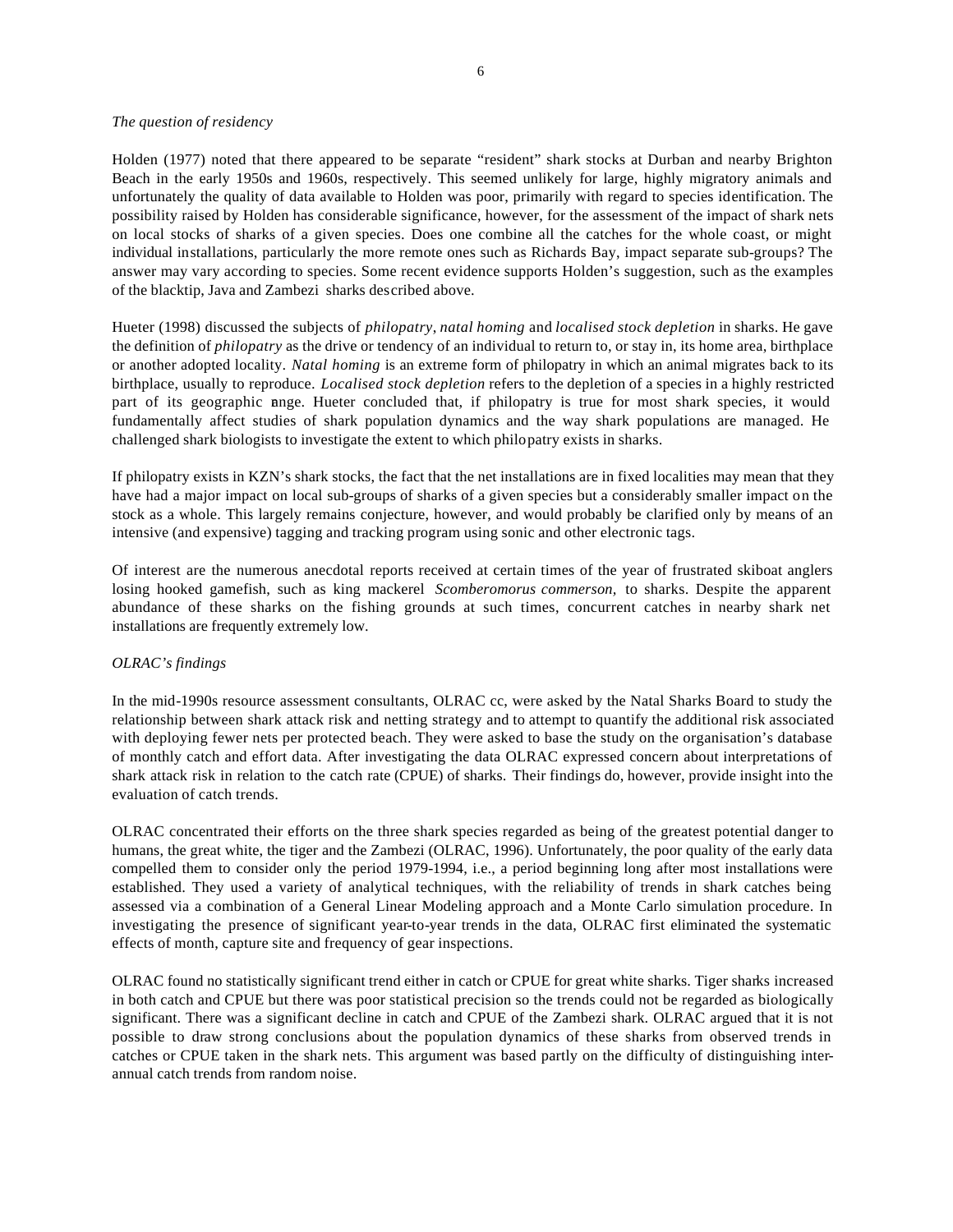*The question of residency*

Holden (1977) noted that there appeared to be separate "resident" shark stocks at Durban and nearby Brighton Beach in the early 1950s and 1960s, respectively. This seemed unlikely for large, highly migratory animals and unfortunately the quality of data available to Holden was poor, primarily with regard to species identification. The possibility raised by Holden has considerable significance, however, for the assessment of the impact of shark nets on local stocks of sharks of a given species. Does one combine all the catches for the whole coast, or might individual installations, particularly the more remote ones such as Richards Bay, impact separate sub-groups? The answer may vary according to species. Some recent evidence supports Holden's suggestion, such as the examples of the blacktip, Java and Zambezi sharks described above.

Hueter (1998) discussed the subjects of *philopatry*, *natal homing* and *localised stock depletion* in sharks. He gave the definition of *philopatry* as the drive or tendency of an individual to return to, or stay in, its home area, birthplace or another adopted locality. *Natal homing* is an extreme form of philopatry in which an animal migrates back to its birthplace, usually to reproduce. *Localised stock depletion* refers to the depletion of a species in a highly restricted part of its geographic range. Hueter concluded that, if philopatry is true for most shark species, it would fundamentally affect studies of shark population dynamics and the way shark populations are managed. He challenged shark biologists to investigate the extent to which philopatry exists in sharks.

If philopatry exists in KZN's shark stocks, the fact that the net installations are in fixed localities may mean that they have had a major impact on local sub-groups of sharks of a given species but a considerably smaller impact on the stock as a whole. This largely remains conjecture, however, and would probably be clarified only by means of an intensive (and expensive) tagging and tracking program using sonic and other electronic tags.

Of interest are the numerous anecdotal reports received at certain times of the year of frustrated skiboat anglers losing hooked gamefish, such as king mackerel *Scomberomorus commerson,* to sharks. Despite the apparent abundance of these sharks on the fishing grounds at such times, concurrent catches in nearby shark net installations are frequently extremely low.

*OLRAC's findings*

In the mid-1990s resource assessment consultants, OLRAC cc, were asked by the Natal Sharks Board to study the relationship between shark attack risk and netting strategy and to attempt to quantify the additional risk associated with deploying fewer nets per protected beach. They were asked to base the study on the organisation's database of monthly catch and effort data. After investigating the data OLRAC expressed concern about interpretations of shark attack risk in relation to the catch rate (CPUE) of sharks. Their findings do, however, provide insight into the evaluation of catch trends.

OLRAC concentrated their efforts on the three shark species regarded as being of the greatest potential danger to humans, the great white, the tiger and the Zambezi (OLRAC, 1996). Unfortunately, the poor quality of the early data compelled them to consider only the period 1979-1994, i.e., a period beginning long after most installations were established. They used a variety of analytical techniques, with the reliability of trends in shark catches being assessed via a combination of a General Linear Modeling approach and a Monte Carlo simulation procedure. In investigating the presence of significant year-to-year trends in the data, OLRAC first eliminated the systematic effects of month, capture site and frequency of gear inspections.

OLRAC found no statistically significant trend either in catch or CPUE for great white sharks. Tiger sharks increased in both catch and CPUE but there was poor statistical precision so the trends could not be regarded as biologically significant. There was a significant decline in catch and CPUE of the Zambezi shark. OLRAC argued that it is not possible to draw strong conclusions about the population dynamics of these sharks from observed trends in catches or CPUE taken in the shark nets. This argument was based partly on the difficulty of distinguishing inter-annual catch trends from random noise.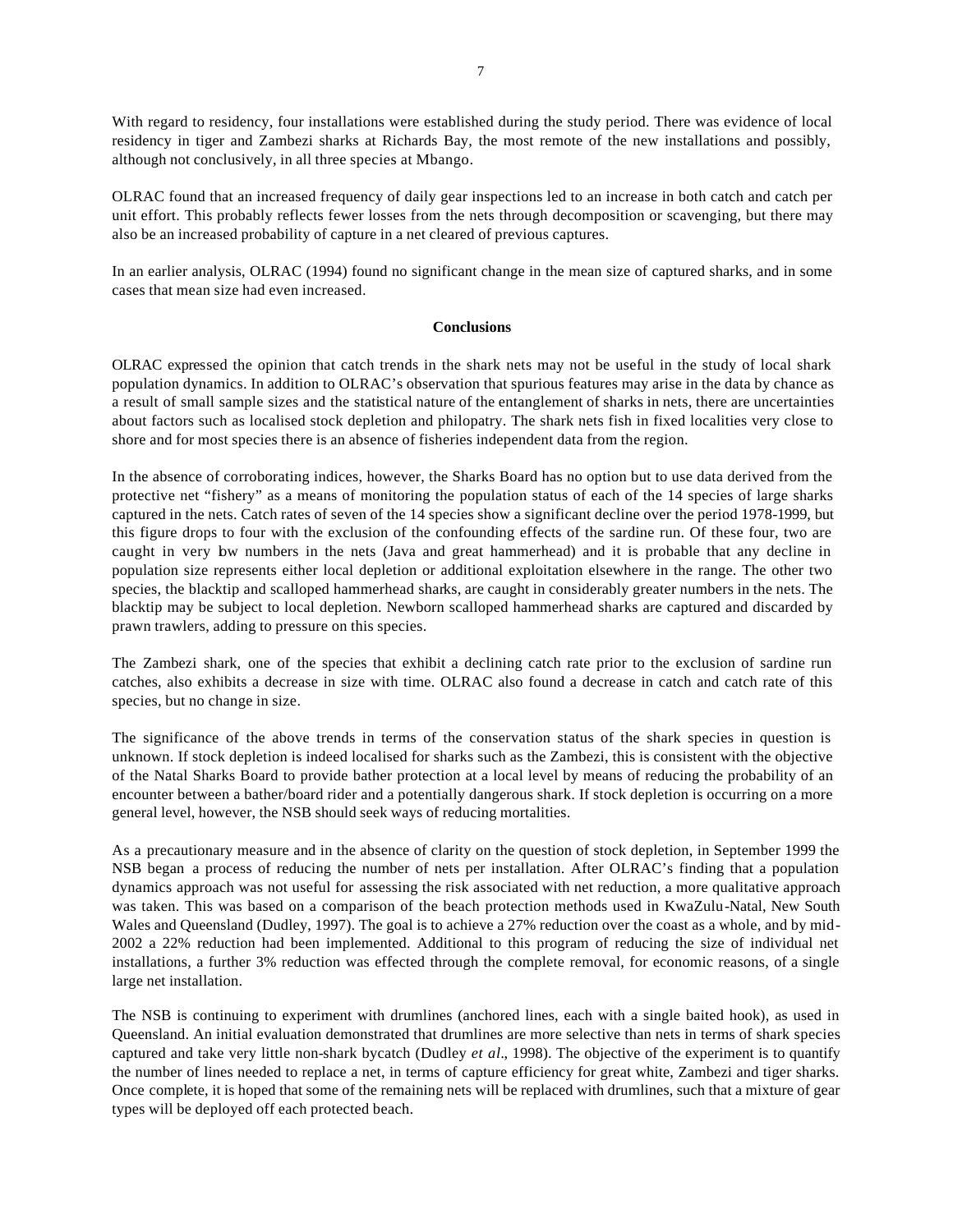With regard to residency, four installations were established during the study period. There was evidence of local residency in tiger and Zambezi sharks at Richards Bay, the most remote of the new installations and possibly, although not conclusively, in all three species at Mbango.

OLRAC found that an increased frequency of daily gear inspections led to an increase in both catch and catch per unit effort. This probably reflects fewer losses from the nets through decomposition or scavenging, but there may also be an increased probability of capture in a net cleared of previous captures.

In an earlier analysis, OLRAC (1994) found no significant change in the mean size of captured sharks, and in some cases that mean size had even increased.

## Conclusions

OLRAC expressed the opinion that catch trends in the shark nets may not be useful in the study of local shark population dynamics. In addition to OLRAC's observation that spurious features may arise in the data by chance as a result of small sample sizes and the statistical nature of the entanglement of sharks in nets, there are uncertainties about factors such as localised stock depletion and philopatry. The shark nets fish in fixed localities very close to shore and for most species there is an absence of fisheries independent data from the region.

In the absence of corroborating indices, however, the Sharks Board has no option but to use data derived from the protective net "fishery" as a means of monitoring the population status of each of the 14 species of large sharks captured in the nets. Catch rates of seven of the 14 species show a significant decline over the period 1978-1999, but this figure drops to four with the exclusion of the confounding effects of the sardine run. Of these four, two are caught in very low numbers in the nets (Java and great hammerhead) and it is probable that any decline in population size represents either local depletion or additional exploitation elsewhere in the range. The other two species, the blacktip and scalloped hammerhead sharks, are caught in considerably greater numbers in the nets. The blacktip may be subject to local depletion. Newborn scalloped hammerhead sharks are captured and discarded by prawn trawlers, adding to pressure on this species.

The Zambezi shark, one of the species that exhibit a declining catch rate prior to the exclusion of sardine run catches, also exhibits a decrease in size with time. OLRAC also found a decrease in catch and catch rate of this species, but no change in size.

The significance of the above trends in terms of the conservation status of the shark species in question is unknown. If stock depletion is indeed localised for sharks such as the Zambezi, this is consistent with the objective of the Natal Sharks Board to provide bather protection at a local level by means of reducing the probability of an encounter between a bather/board rider and a potentially dangerous shark. If stock depletion is occurring on a more general level, however, the NSB should seek ways of reducing mortalities.

As a precautionary measure and in the absence of clarity on the question of stock depletion, in September 1999 the NSB began a process of reducing the number of nets per installation. After OLRAC's finding that a population dynamics approach was not useful for assessing the risk associated with net reduction, a more qualitative approach was taken. This was based on a comparison of the beach protection methods used in KwaZulu-Natal, New South Wales and Queensland (Dudley, 1997). The goal is to achieve a 27% reduction over the coast as a whole, and by mid-2002 a 22% reduction had been implemented. Additional to this program of reducing the size of individual net installations, a further 3% reduction was effected through the complete removal, for economic reasons, of a single large net installation.

The NSB is continuing to experiment with drumlines (anchored lines, each with a single baited hook), as used in Queensland. An initial evaluation demonstrated that drumlines are more selective than nets in terms of shark species captured and take very little non-shark bycatch (Dudley *et al*., 1998). The objective of the experiment is to quantify the number of lines needed to replace a net, in terms of capture efficiency for great white, Zambezi and tiger sharks. Once complete, it is hoped that some of the remaining nets will be replaced with drumlines, such that a mixture of gear types will be deployed off each protected beach.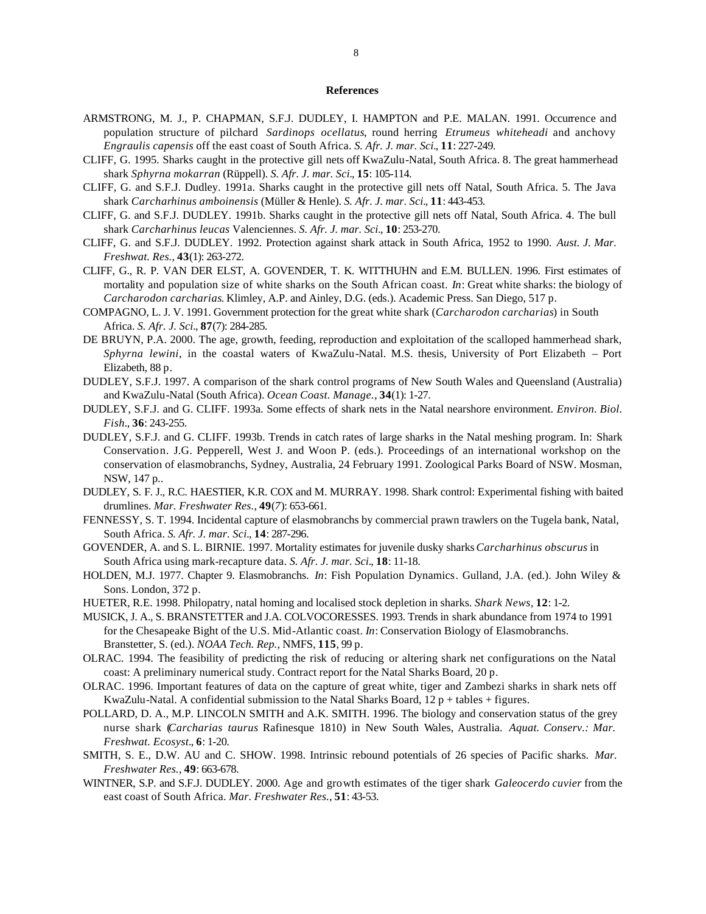## References

ARMSTRONG, M. J., P. CHAPMAN, S.F.J. DUDLEY, I. HAMPTON and P.E. MALAN. 1991. Occurrence and population structure of pilchard *Sardinops ocellatus*, round herring *Etrumeus whiteheadi* and anchovy *Engraulis capensis* off the east coast of South Africa. *S. Afr. J. mar. Sci*., **11**: 227-249.

CLIFF, G. 1995. Sharks caught in the protective gill nets off KwaZulu-Natal, South Africa. 8. The great hammerhead shark *Sphyrna mokarran* (Rüppell). *S. Afr. J. mar. Sci*., **15**: 105-114.

CLIFF, G. and S.F.J. Dudley. 1991a. Sharks caught in the protective gill nets off Natal, South Africa. 5. The Java shark *Carcharhinus amboinensis* (Müller & Henle). *S. Afr. J. mar. Sci*., **11**: 443-453.

CLIFF, G. and S.F.J. DUDLEY. 1991b. Sharks caught in the protective gill nets off Natal, South Africa. 4. The bull shark *Carcharhinus leucas* Valenciennes. *S. Afr. J. mar. Sci*., **10**: 253-270.

CLIFF, G. and S.F.J. DUDLEY. 1992. Protection against shark attack in South Africa, 1952 to 1990. *Aust. J. Mar. Freshwat. Res.*, **43**(1): 263-272.

CLIFF, G., R. P. VAN DER ELST, A. GOVENDER, T. K. WITTHUHN and E.M. BULLEN. 1996. First estimates of mortality and population size of white sharks on the South African coast. *In*: Great white sharks: the biology of *Carcharodon carcharias*. Klimley, A.P. and Ainley, D.G. (eds.). Academic Press. San Diego, 517 p.

COMPAGNO, L. J. V. 1991. Government protection for the great white shark (*Carcharodon carcharias*) in South Africa. *S. Afr. J. Sci*., **87**(7): 284-285.

DE BRUYN, P.A. 2000. The age, growth, feeding, reproduction and exploitation of the scalloped hammerhead shark, *Sphyrna lewini*, in the coastal waters of KwaZulu-Natal. M.S. thesis, University of Port Elizabeth – Port Elizabeth, 88 p.

DUDLEY, S.F.J. 1997. A comparison of the shark control programs of New South Wales and Queensland (Australia) and KwaZulu-Natal (South Africa). *Ocean Coast. Manage.*, **34**(1): 1-27.

DUDLEY, S.F.J. and G. CLIFF. 1993a. Some effects of shark nets in the Natal nearshore environment. *Environ. Biol. Fish*., **36**: 243-255.

DUDLEY, S.F.J. and G. CLIFF. 1993b. Trends in catch rates of large sharks in the Natal meshing program. In: Shark Conservation. J.G. Pepperell, West J. and Woon P. (eds.). Proceedings of an international workshop on the conservation of elasmobranchs, Sydney, Australia, 24 February 1991. Zoological Parks Board of NSW. Mosman, NSW, 147 p..

DUDLEY, S. F. J., R.C. HAESTIER, K.R. COX and M. MURRAY. 1998. Shark control: Experimental fishing with baited drumlines. *Mar. Freshwater Res.*, **49**(*7*): 653-661.

FENNESSY, S. T. 1994. Incidental capture of elasmobranchs by commercial prawn trawlers on the Tugela bank, Natal, South Africa. *S. Afr. J. mar. Sci*., **14**: 287-296.

GOVENDER, A. and S. L. BIRNIE. 1997. Mortality estimates for juvenile dusky sharks *Carcharhinus obscurus* in South Africa using mark-recapture data. *S. Afr. J. mar. Sci*., **18**: 11-18.

HOLDEN, M.J. 1977. Chapter 9. Elasmobranchs. *In*: Fish Population Dynamics. Gulland, J.A. (ed.). John Wiley & Sons. London, 372 p.

HUETER, R.E. 1998. Philopatry, natal homing and localised stock depletion in sharks. *Shark News*, **12**: 1-2.

MUSICK, J. A., S. BRANSTETTER and J.A. COLVOCORESSES. 1993. Trends in shark abundance from 1974 to 1991 for the Chesapeake Bight of the U.S. Mid-Atlantic coast. *In*: Conservation Biology of Elasmobranchs. Branstetter, S. (ed.). *NOAA Tech. Rep.*, NMFS, **115**, 99 p.

OLRAC. 1994. The feasibility of predicting the risk of reducing or altering shark net configurations on the Natal coast: A preliminary numerical study. Contract report for the Natal Sharks Board, 20 p.

OLRAC. 1996. Important features of data on the capture of great white, tiger and Zambezi sharks in shark nets off KwaZulu-Natal. A confidential submission to the Natal Sharks Board, 12 p + tables + figures.

POLLARD, D. A., M.P. LINCOLN SMITH and A.K. SMITH. 1996. The biology and conservation status of the grey nurse shark (*Carcharias taurus* Rafinesque 1810) in New South Wales, Australia. *Aquat. Conserv.: Mar. Freshwat. Ecosyst*., **6**: 1-20.

SMITH, S. E., D.W. AU and C. SHOW. 1998. Intrinsic rebound potentials of 26 species of Pacific sharks. *Mar. Freshwater Res.*, **49**: 663-678.

WINTNER, S.P. and S.F.J. DUDLEY. 2000. Age and growth estimates of the tiger shark *Galeocerdo cuvier* from the east coast of South Africa. *Mar. Freshwater Res.*, **51**: 43-53.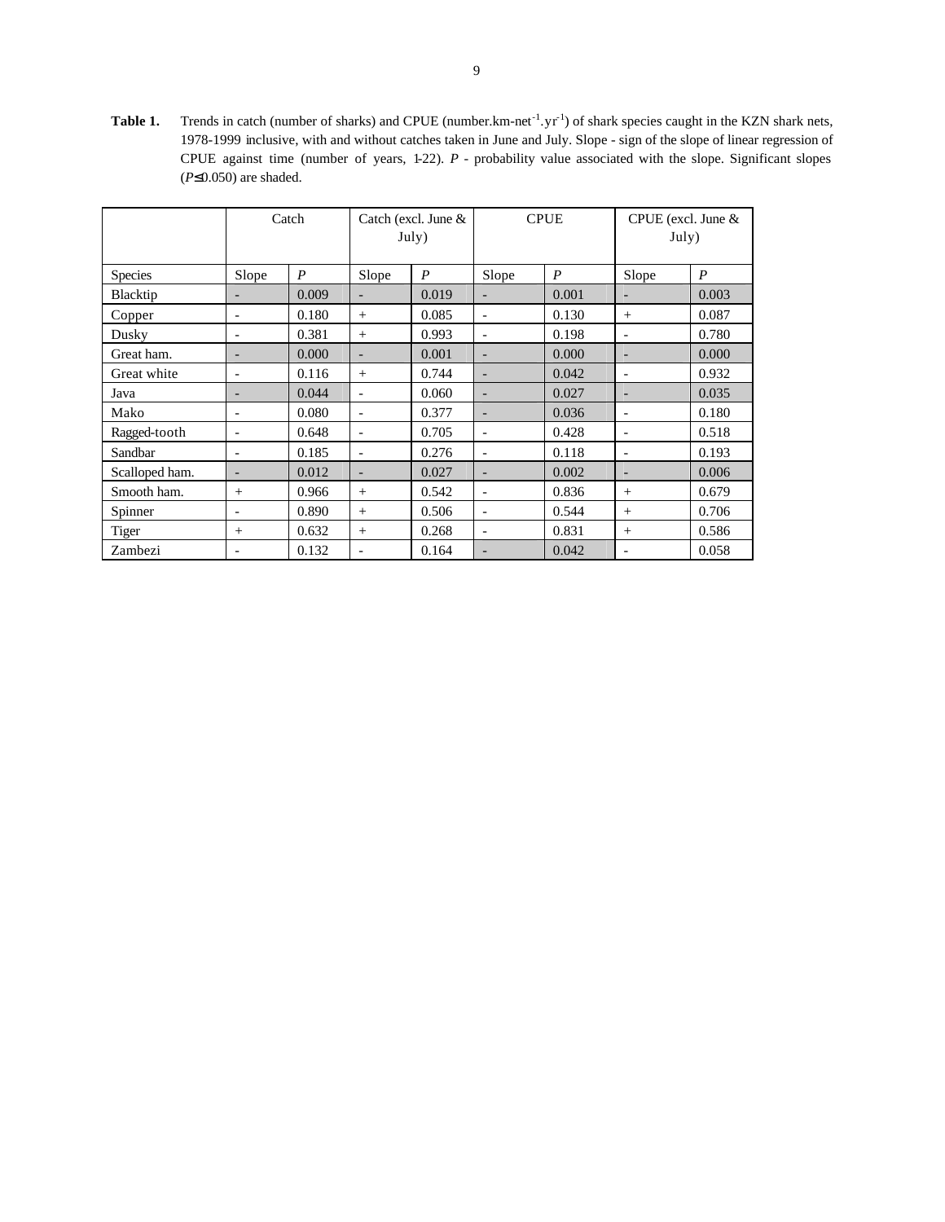**Table 1.** Trends in catch (number of sharks) and CPUE (number.km-net$^{-1}$.yr$^{-1}$) of shark species caught in the KZN shark nets, 1978-1999 inclusive, with and without catches taken in June and July. Slope - sign of the slope of linear regression of CPUE against time (number of years, 1-22). *P* - probability value associated with the slope. Significant slopes ($P \leq 0.050$) are shaded.

| | Catch | | Catch (excl. June & July) | | CPUE | | CPUE (excl. June & July) | |
|---|---|---|---|---|---|---|---|---|
| Species | Slope | *P* | Slope | *P* | Slope | *P* | Slope | *P* |
| Blacktip | - | 0.009 | - | 0.019 | - | 0.001 | - | 0.003 |
| Copper | - | 0.180 | + | 0.085 | - | 0.130 | + | 0.087 |
| Dusky | - | 0.381 | + | 0.993 | - | 0.198 | - | 0.780 |
| Great ham. | - | 0.000 | - | 0.001 | - | 0.000 | - | 0.000 |
| Great white | - | 0.116 | + | 0.744 | - | 0.042 | - | 0.932 |
| Java | - | 0.044 | - | 0.060 | - | 0.027 | - | 0.035 |
| Mako | - | 0.080 | - | 0.377 | - | 0.036 | - | 0.180 |
| Ragged-tooth | - | 0.648 | - | 0.705 | - | 0.428 | - | 0.518 |
| Sandbar | - | 0.185 | - | 0.276 | - | 0.118 | - | 0.193 |
| Scalloped ham. | - | 0.012 | - | 0.027 | - | 0.002 | - | 0.006 |
| Smooth ham. | + | 0.966 | + | 0.542 | - | 0.836 | + | 0.679 |
| Spinner | - | 0.890 | + | 0.506 | - | 0.544 | + | 0.706 |
| Tiger | + | 0.632 | + | 0.268 | - | 0.831 | + | 0.586 |
| Zambezi | - | 0.132 | - | 0.164 | - | 0.042 | - | 0.058 |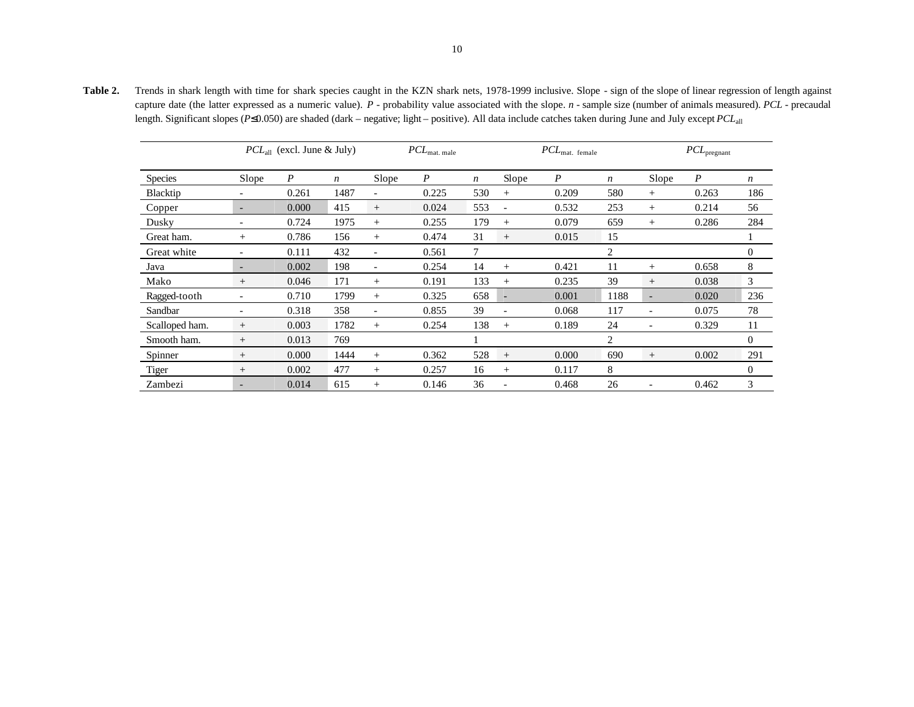**Table 2.** Trends in shark length with time for shark species caught in the KZN shark nets, 1978-1999 inclusive. Slope - sign of the slope of linear regression of length against capture date (the latter expressed as a numeric value). *P* - probability value associated with the slope. *n* - sample size (number of animals measured). *PCL* - precaudal length. Significant slopes ($P \leq 0.050$) are shaded (dark – negative; light – positive). All data include catches taken during June and July except $PCL_{all}$

| | $PCL_{all}$ (excl. June & July) | | | $PCL_{mat.\ male}$ | | | $PCL_{mat.\ female}$ | | | $PCL_{pregnant}$ | | |
|---|---|---|---|---|---|---|---|---|---|---|---|---|
| Species | Slope | *P* | *n* | Slope | *P* | *n* | Slope | *P* | *n* | Slope | *P* | *n* |
| Blacktip | - | 0.261 | 1487 | - | 0.225 | 530 | + | 0.209 | 580 | + | 0.263 | 186 |
| Copper | - | 0.000 | 415 | + | 0.024 | 553 | - | 0.532 | 253 | + | 0.214 | 56 |
| Dusky | - | 0.724 | 1975 | + | 0.255 | 179 | + | 0.079 | 659 | + | 0.286 | 284 |
| Great ham. | + | 0.786 | 156 | + | 0.474 | 31 | + | 0.015 | 15 | | | 1 |
| Great white | - | 0.111 | 432 | - | 0.561 | 7 | | | 2 | | | 0 |
| Java | - | 0.002 | 198 | - | 0.254 | 14 | + | 0.421 | 11 | + | 0.658 | 8 |
| Mako | + | 0.046 | 171 | + | 0.191 | 133 | + | 0.235 | 39 | + | 0.038 | 3 |
| Ragged-tooth | - | 0.710 | 1799 | + | 0.325 | 658 | - | 0.001 | 1188 | - | 0.020 | 236 |
| Sandbar | - | 0.318 | 358 | - | 0.855 | 39 | - | 0.068 | 117 | - | 0.075 | 78 |
| Scalloped ham. | + | 0.003 | 1782 | + | 0.254 | 138 | + | 0.189 | 24 | - | 0.329 | 11 |
| Smooth ham. | + | 0.013 | 769 | | | 1 | | | 2 | | | 0 |
| Spinner | + | 0.000 | 1444 | + | 0.362 | 528 | + | 0.000 | 690 | + | 0.002 | 291 |
| Tiger | + | 0.002 | 477 | + | 0.257 | 16 | + | 0.117 | 8 | | | 0 |
| Zambezi | - | 0.014 | 615 | + | 0.146 | 36 | - | 0.468 | 26 | - | 0.462 | 3 |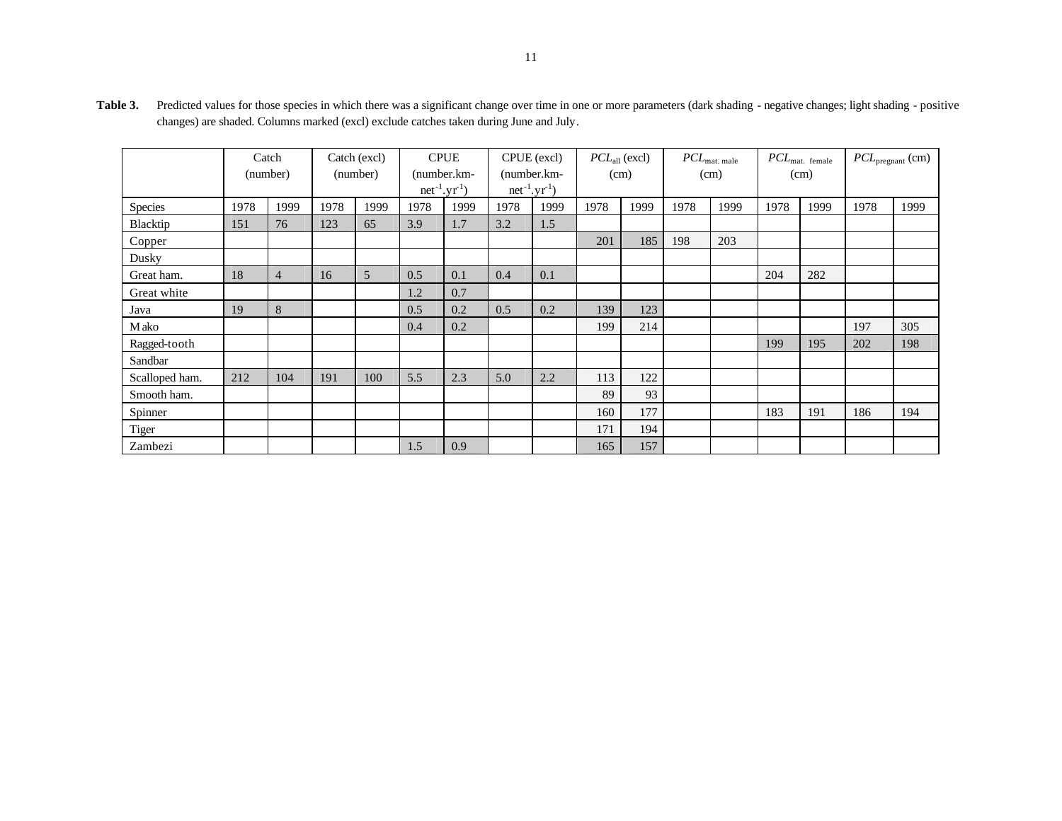**Table 3.** Predicted values for those species in which there was a significant change over time in one or more parameters (dark shading - negative changes; light shading - positive changes) are shaded. Columns marked (excl) exclude catches taken during June and July.

| | Catch (number) | | Catch (excl) (number) | | CPUE (number.km-net$^{-1}$.yr$^{-1}$) | | CPUE (excl) (number.km-net$^{-1}$.yr$^{-1}$) | | $PCL_{all}$ (excl) (cm) | | $PCL_{mat.\ male}$ (cm) | | $PCL_{mat.\ female}$ (cm) | | $PCL_{pregnant}$ (cm) | |
|---|---|---|---|---|---|---|---|---|---|---|---|---|---|---|---|---|
| Species | 1978 | 1999 | 1978 | 1999 | 1978 | 1999 | 1978 | 1999 | 1978 | 1999 | 1978 | 1999 | 1978 | 1999 | 1978 | 1999 |
| Blacktip | 151 | 76 | 123 | 65 | 3.9 | 1.7 | 3.2 | 1.5 | | | | | | | | |
| Copper | | | | | | | | | 201 | 185 | 198 | 203 | | | | |
| Dusky | | | | | | | | | | | | | | | | |
| Great ham. | 18 | 4 | 16 | 5 | 0.5 | 0.1 | 0.4 | 0.1 | | | | | 204 | 282 | | |
| Great white | | | | | 1.2 | 0.7 | | | | | | | | | | |
| Java | 19 | 8 | | | 0.5 | 0.2 | 0.5 | 0.2 | 139 | 123 | | | | | | |
| Mako | | | | | 0.4 | 0.2 | | | 199 | 214 | | | | | 197 | 305 |
| Ragged-tooth | | | | | | | | | | | | | 199 | 195 | 202 | 198 |
| Sandbar | | | | | | | | | | | | | | | | |
| Scalloped ham. | 212 | 104 | 191 | 100 | 5.5 | 2.3 | 5.0 | 2.2 | 113 | 122 | | | | | | |
| Smooth ham. | | | | | | | | | 89 | 93 | | | | | | |
| Spinner | | | | | | | | | 160 | 177 | | | 183 | 191 | 186 | 194 |
| Tiger | | | | | | | | | 171 | 194 | | | | | | |
| Zambezi | | | | | 1.5 | 0.9 | | | 165 | 157 | | | | | | |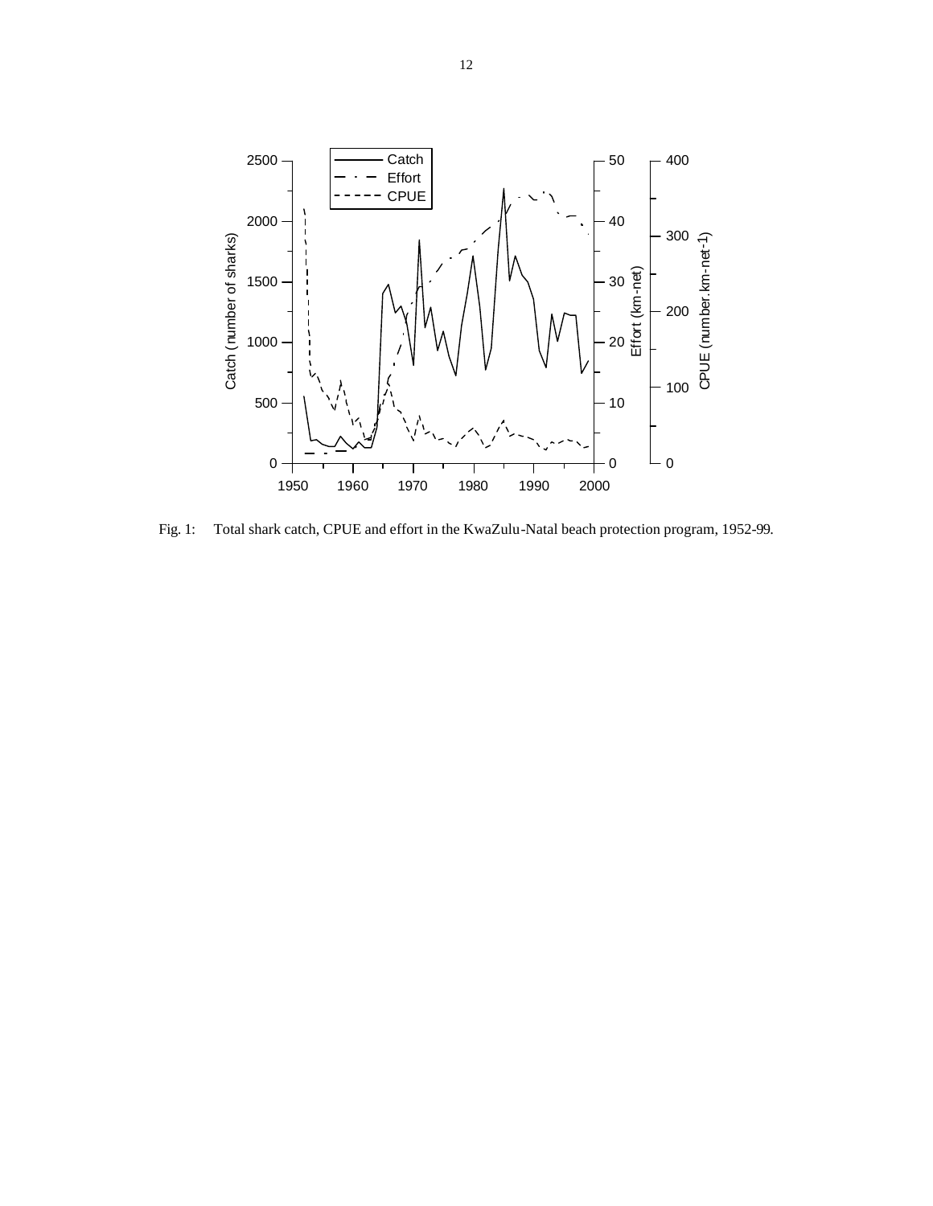Fig. 1: Total shark catch, CPUE and effort in the KwaZulu-Natal beach protection program, 1952-99.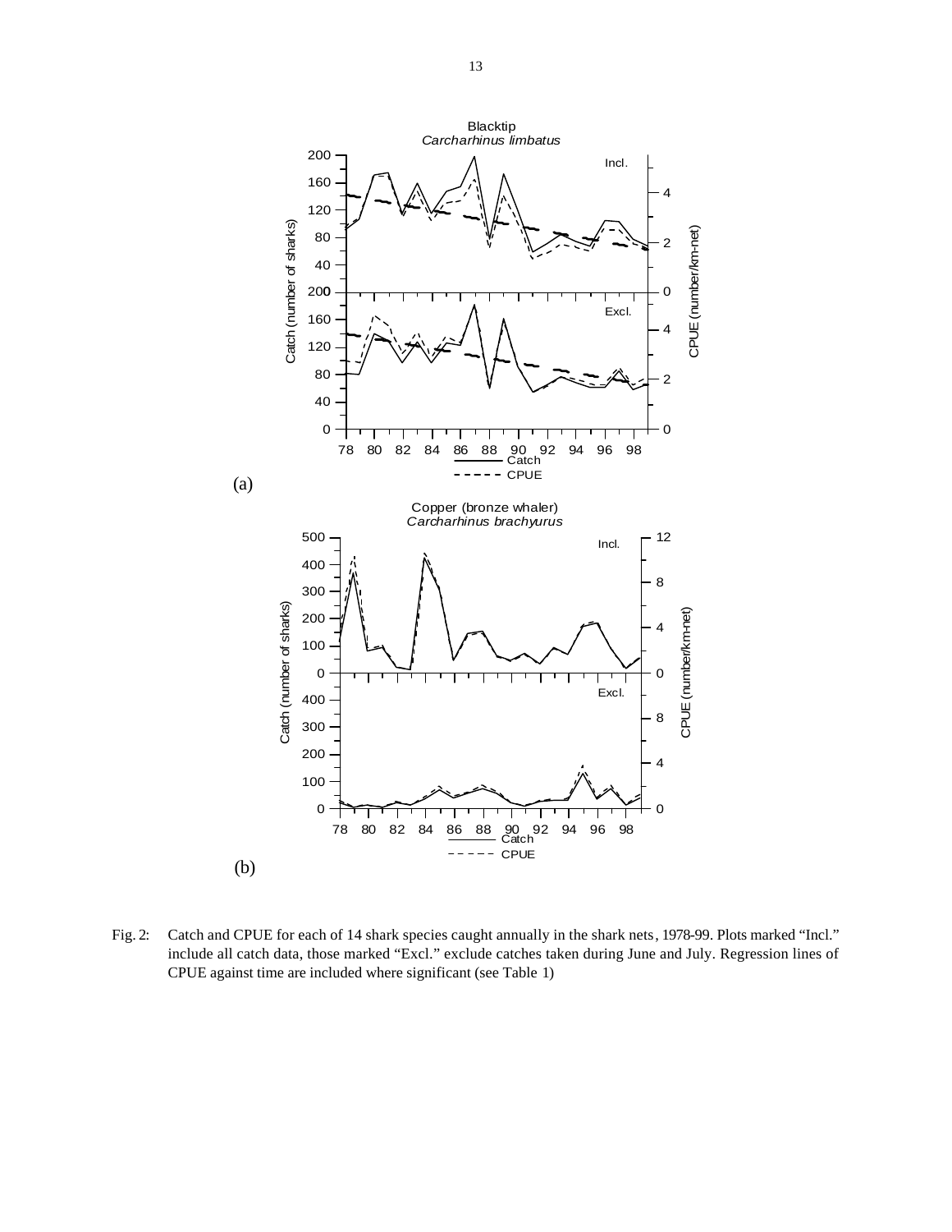(a)

(b)

Fig. 2: Catch and CPUE for each of 14 shark species caught annually in the shark nets, 1978-99. Plots marked "Incl." include all catch data, those marked "Excl." exclude catches taken during June and July. Regression lines of CPUE against time are included where significant (see Table 1)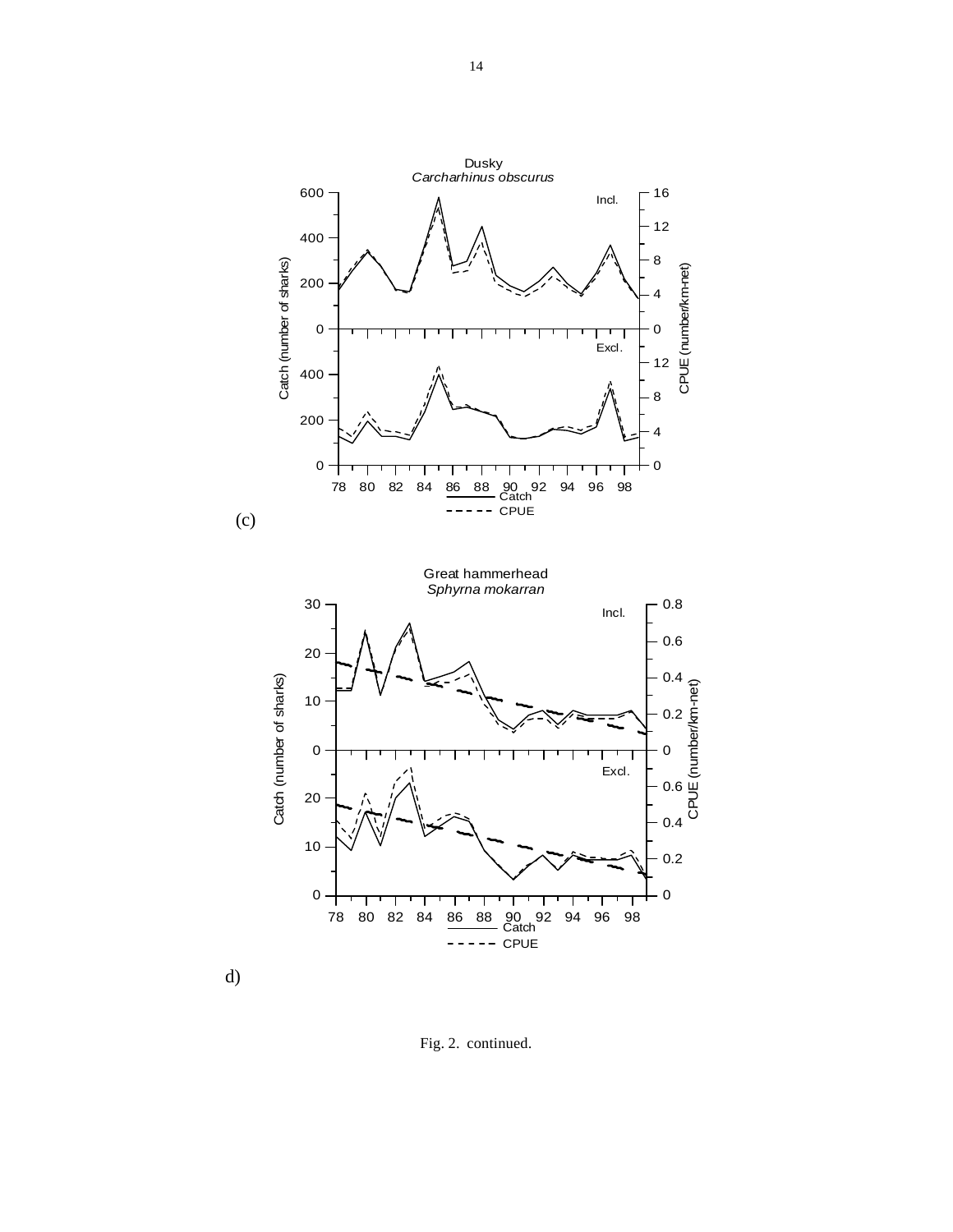(c)

d)

Fig. 2. continued.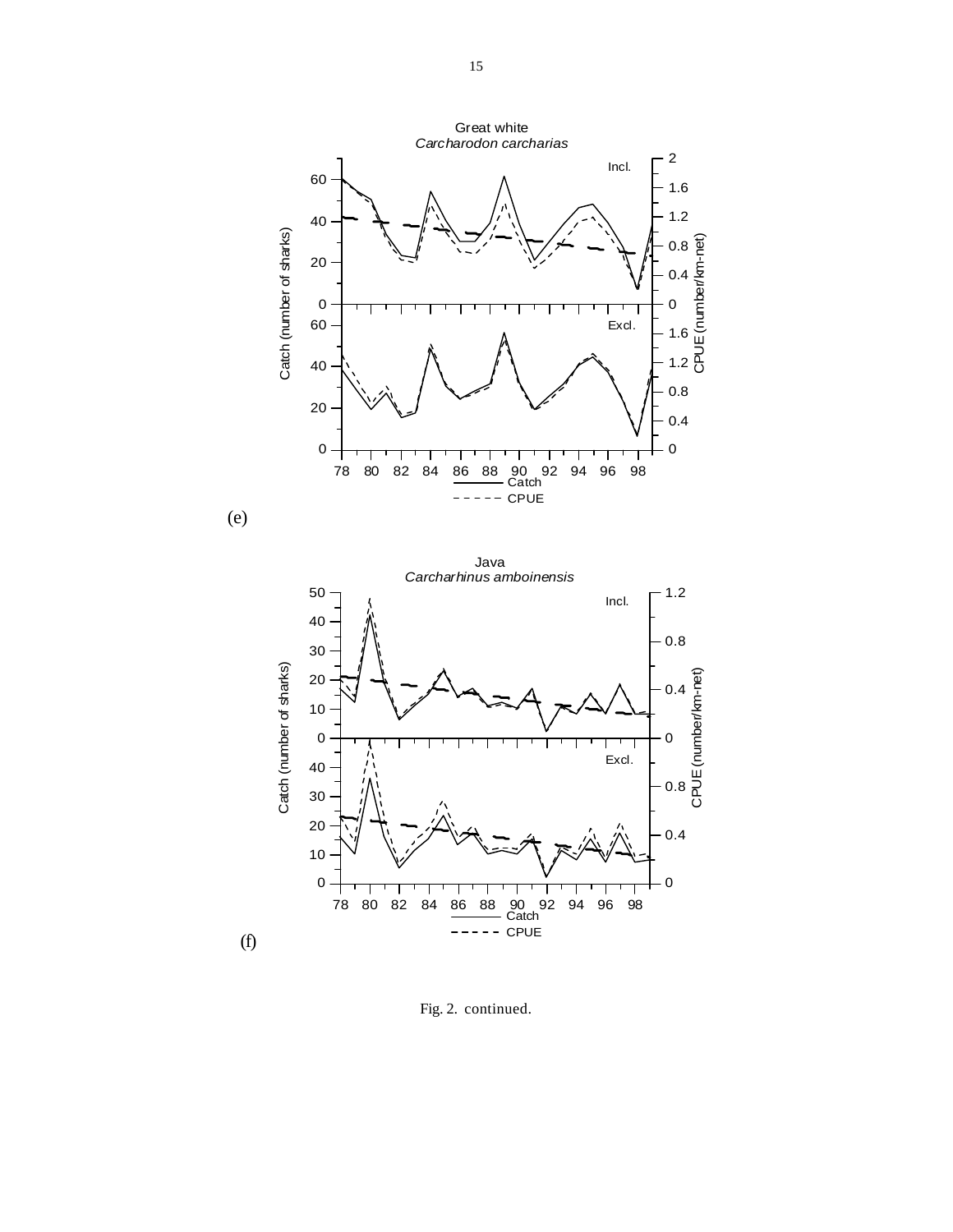(e)

(f)

Fig. 2. continued.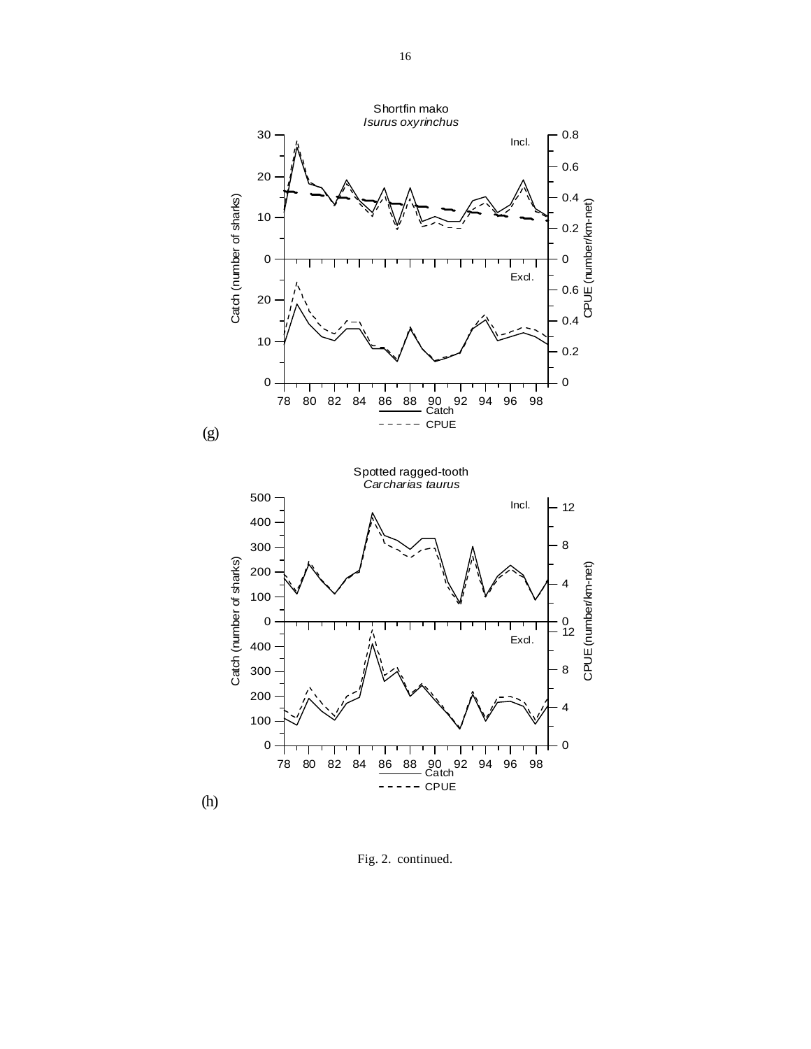(g)

(h)

Fig. 2. continued.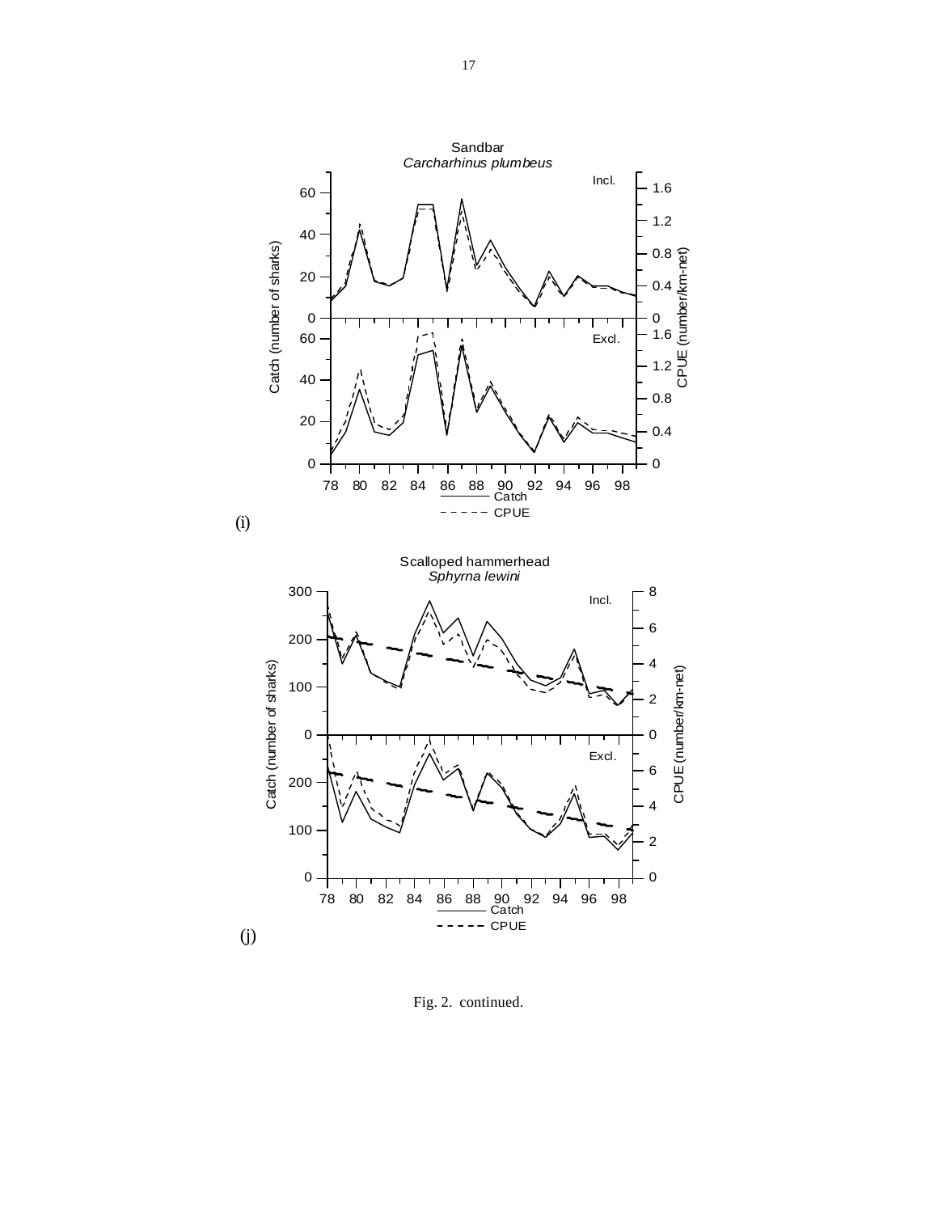Sandbar
*Carcharhinus plumbeus*

(i)

Scalloped hammerhead
*Sphyrna lewini*

(j)

Fig. 2. continued.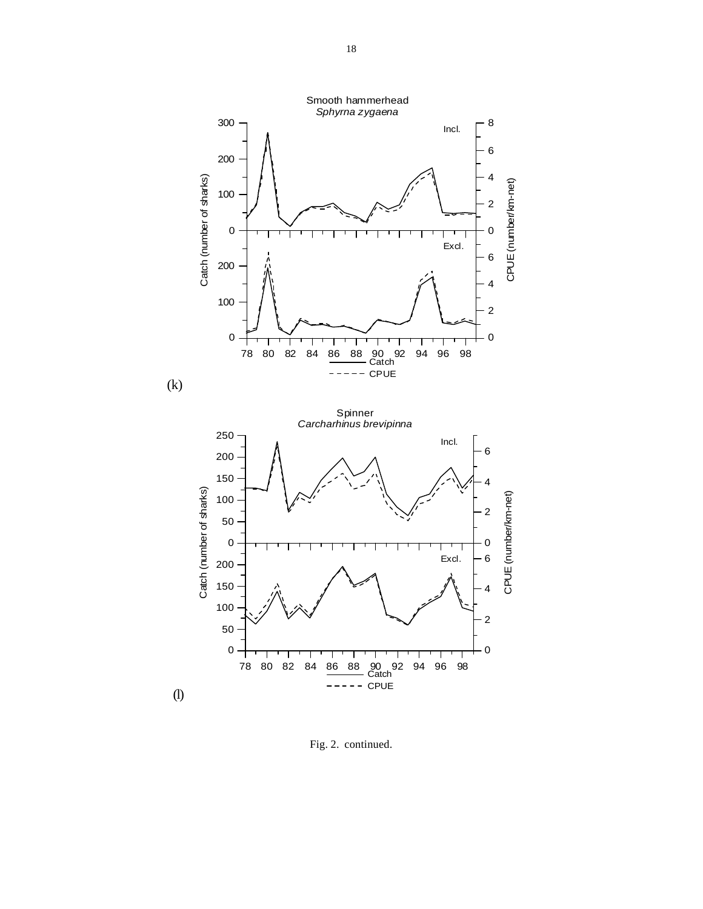(k)

(l)

Fig. 2. continued.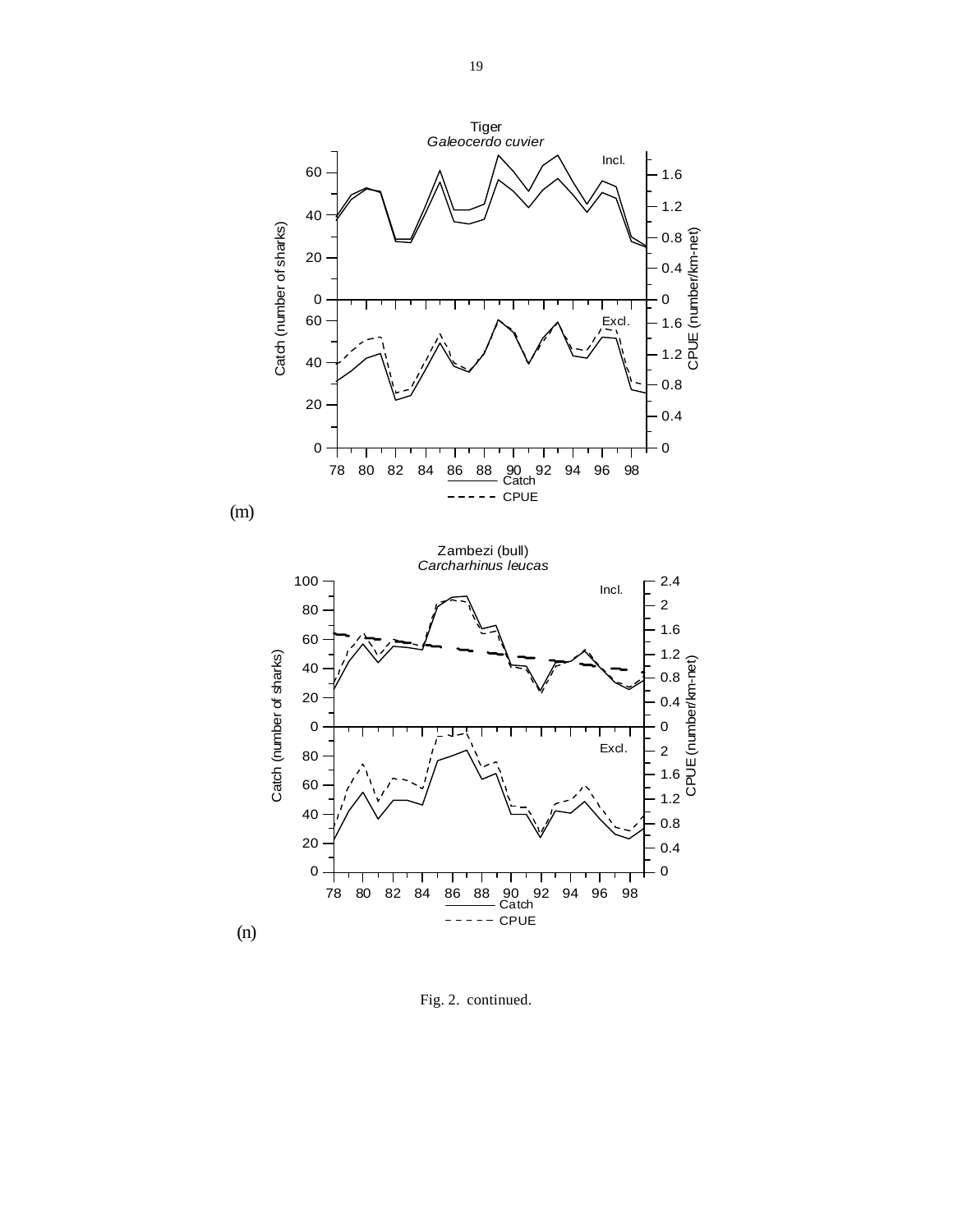Tiger
*Galeocerdo cuvier*

(m)

Zambezi (bull)
*Carcharhinus leucas*

(n)

Fig. 2. continued.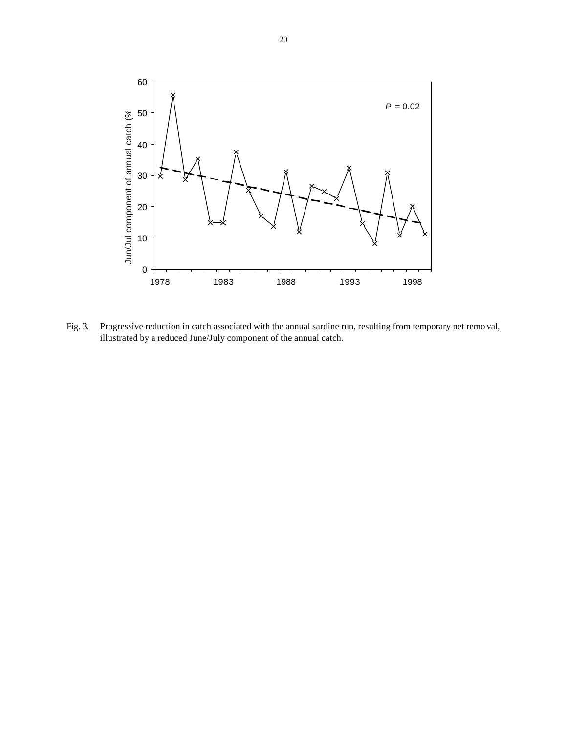Fig. 3. Progressive reduction in catch associated with the annual sardine run, resulting from temporary net removal, illustrated by a reduced June/July component of the annual catch.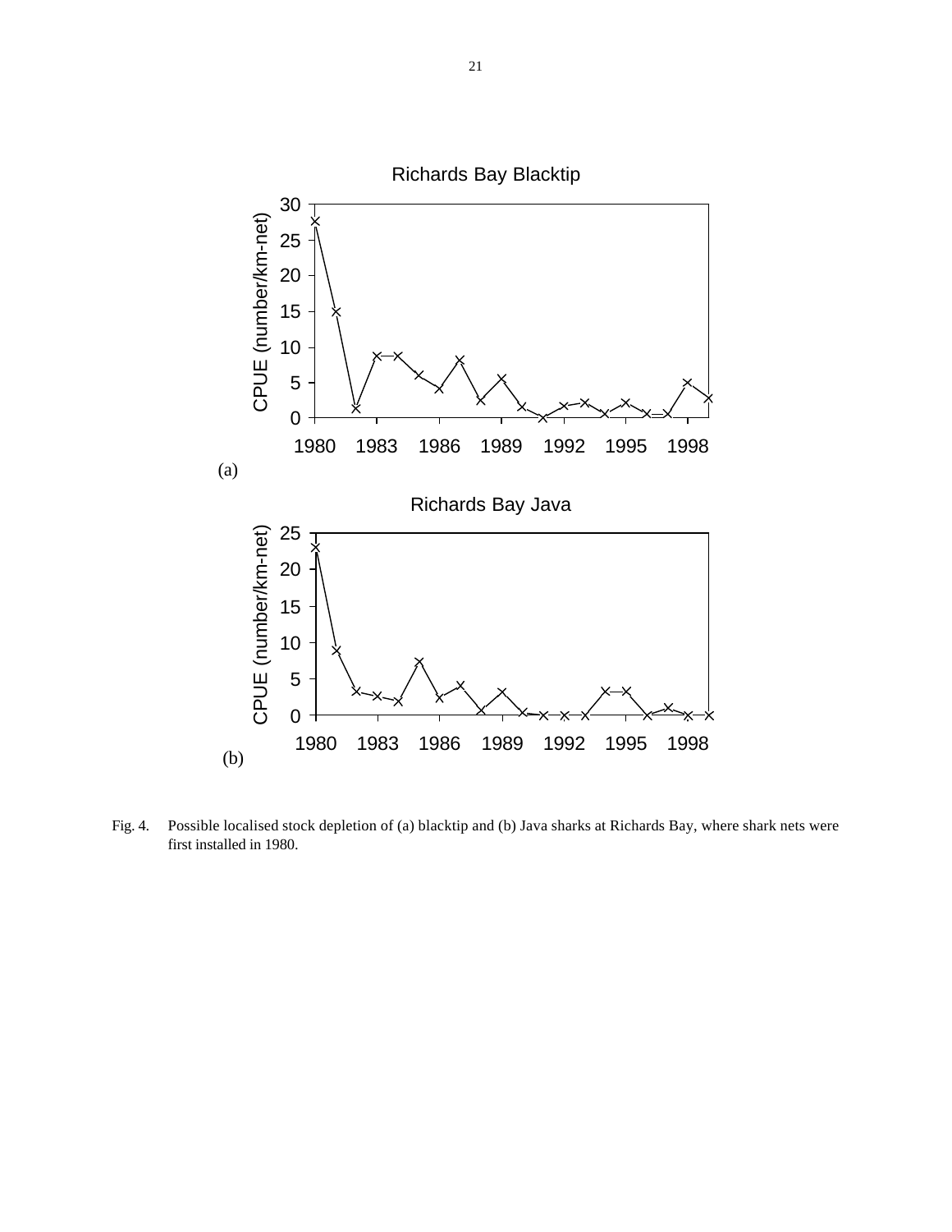Richards Bay Blacktip

CPUE (number/km-net)

30
25
20
15
10
5
0

1980 1983 1986 1989 1992 1995 1998

(a)

Richards Bay Java

CPUE (number/km-net)

25
20
15
10
5
0

1980 1983 1986 1989 1992 1995 1998

(b)

Fig. 4. Possible localised stock depletion of (a) blacktip and (b) Java sharks at Richards Bay, where shark nets were first installed in 1980.